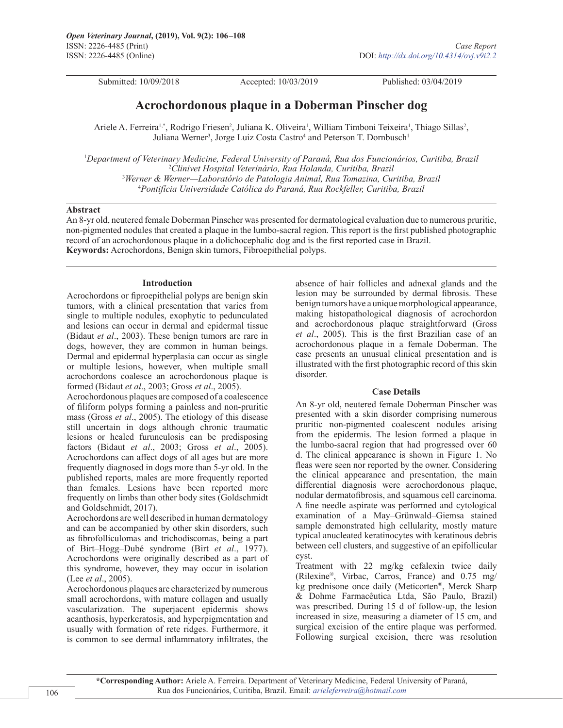Submitted: 10/09/2018 Accepted: 10/03/2019 Published: 03/04/2019

# Acrochordonous plaque in a Doberman Pinscher dog

Ariele A. Ferreira[1,*], Rodrigo Friesen[2], Juliana K. Oliveira[1], William Timboni Teixeira[1], Thiago Sillas[2], Juliana Werner[3], Jorge Luiz Costa Castro[4] and Peterson T. Dornbusch[1]

[1]*Department of Veterinary Medicine, Federal University of Paraná, Rua dos Funcionários, Curitiba, Brazil*
[2]*Clinivet Hospital Veterinário, Rua Holanda, Curitiba, Brazil*
[3]*Werner & Werner—Laboratório de Patologia Animal, Rua Tomazina, Curitiba, Brazil*
[4]*Pontifícia Universidade Católica do Paraná, Rua Rockfeller, Curitiba, Brazil*

## Abstract

An 8-yr old, neutered female Doberman Pinscher was presented for dermatological evaluation due to numerous pruritic, non-pigmented nodules that created a plaque in the lumbo-sacral region. This report is the first published photographic record of an acrochordonous plaque in a dolichocephalic dog and is the first reported case in Brazil.

**Keywords:** Acrochordons, Benign skin tumors, Fibroepithelial polyps.

## Introduction

Acrochordons or fiproepithelial polyps are benign skin tumors, with a clinical presentation that varies from single to multiple nodules, exophytic to pedunculated and lesions can occur in dermal and epidermal tissue (Bidaut *et al*., 2003). These benign tumors are rare in dogs, however, they are common in human beings. Dermal and epidermal hyperplasia can occur as single or multiple lesions, however, when multiple small acrochordons coalesce an acrochordonous plaque is formed (Bidaut *et al*., 2003; Gross *et al*., 2005).

Acrochordonous plaques are composed of a coalescence of filiform polyps forming a painless and non-pruritic mass (Gross *et al*., 2005). The etiology of this disease still uncertain in dogs although chronic traumatic lesions or healed furunculosis can be predisposing factors (Bidaut *et al*., 2003; Gross *et al*., 2005). Acrochordons can affect dogs of all ages but are more frequently diagnosed in dogs more than 5-yr old. In the published reports, males are more frequently reported than females. Lesions have been reported more frequently on limbs than other body sites (Goldschmidt and Goldschmidt, 2017).

Acrochordons are well described in human dermatology and can be accompanied by other skin disorders, such as fibrofolliculomas and trichodiscomas, being a part of Birt–Hogg–Dubé syndrome (Birt *et al*., 1977). Acrochordons were originally described as a part of this syndrome, however, they may occur in isolation (Lee *et al*., 2005).

Acrochordonous plaques are characterized by numerous small acrochordons, with mature collagen and usually vascularization. The superjacent epidermis shows acanthosis, hyperkeratosis, and hyperpigmentation and usually with formation of rete ridges. Furthermore, it is common to see dermal inflammatory infiltrates, the absence of hair follicles and adnexal glands and the lesion may be surrounded by dermal fibrosis. These benign tumors have a unique morphological appearance, making histopathological diagnosis of acrochordon and acrochordonous plaque straightforward (Gross *et al*., 2005). This is the first Brazilian case of an acrochordonous plaque in a female Doberman. The case presents an unusual clinical presentation and is illustrated with the first photographic record of this skin disorder.

## Case Details

An 8-yr old, neutered female Doberman Pinscher was presented with a skin disorder comprising numerous pruritic non-pigmented coalescent nodules arising from the epidermis. The lesion formed a plaque in the lumbo-sacral region that had progressed over 60 d. The clinical appearance is shown in Figure 1. No fleas were seen nor reported by the owner. Considering the clinical appearance and presentation, the main differential diagnosis were acrochordonous plaque, nodular dermatofibrosis, and squamous cell carcinoma. A fine needle aspirate was performed and cytological examination of a May–Grünwald–Giemsa stained sample demonstrated high cellularity, mostly mature typical anucleated keratinocytes with keratinous debris between cell clusters, and suggestive of an epifollicular cyst.

Treatment with 22 mg/kg cefalexin twice daily (Rilexine®, Virbac, Carros, France) and 0.75 mg/kg prednisone once daily (Meticorten®, Merck Sharp & Dohme Farmacêutica Ltda, São Paulo, Brazil) was prescribed. During 15 d of follow-up, the lesion increased in size, measuring a diameter of 15 cm, and surgical excision of the entire plaque was performed. Following surgical excision, there was resolution

**\*Corresponding Author:** Ariele A. Ferreira. Department of Veterinary Medicine, Federal University of Paraná, Rua dos Funcionários, Curitiba, Brazil. Email: *arieleferreira@hotmail.com*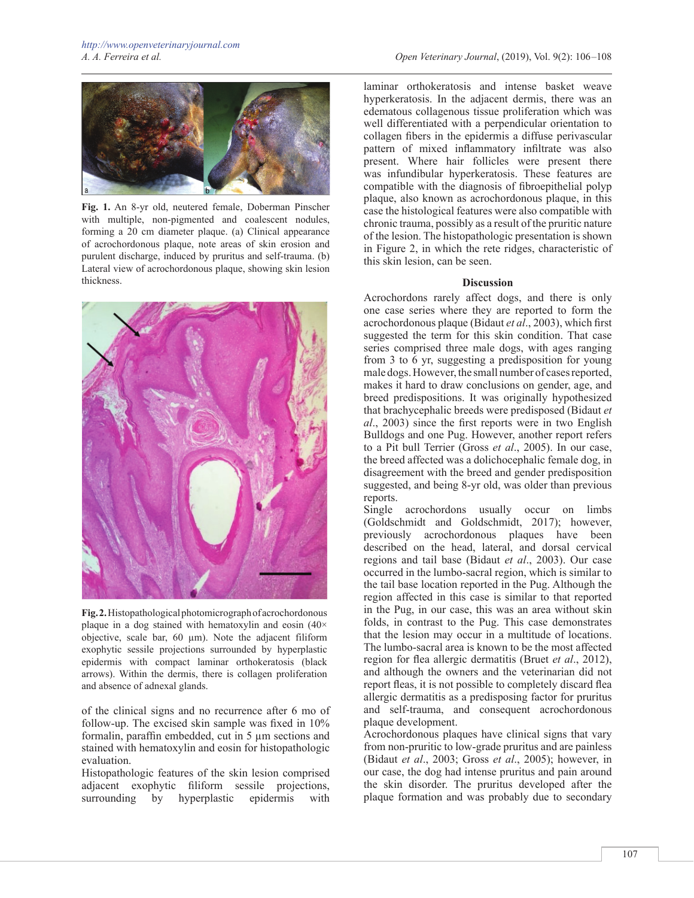Fig. 1. An 8-yr old, neutered female, Doberman Pinscher with multiple, non-pigmented and coalescent nodules, forming a 20 cm diameter plaque. (a) Clinical appearance of acrochordonous plaque, note areas of skin erosion and purulent discharge, induced by pruritus and self-trauma. (b) Lateral view of acrochordonous plaque, showing skin lesion thickness.

Fig. 2. Histopathological photomicrograph of acrochordonous plaque in a dog stained with hematoxylin and eosin (40× objective, scale bar, 60 µm). Note the adjacent filiform exophytic sessile projections surrounded by hyperplastic epidermis with compact laminar orthokeratosis (black arrows). Within the dermis, there is collagen proliferation and absence of adnexal glands.

of the clinical signs and no recurrence after 6 mo of follow-up. The excised skin sample was fixed in 10% formalin, paraffin embedded, cut in 5 µm sections and stained with hematoxylin and eosin for histopathologic evaluation.

Histopathologic features of the skin lesion comprised adjacent exophytic filiform sessile projections, surrounding by hyperplastic epidermis with laminar orthokeratosis and intense basket weave hyperkeratosis. In the adjacent dermis, there was an edematous collagenous tissue proliferation which was well differentiated with a perpendicular orientation to collagen fibers in the epidermis a diffuse perivascular pattern of mixed inflammatory infiltrate was also present. Where hair follicles were present there was infundibular hyperkeratosis. These features are compatible with the diagnosis of fibroepithelial polyp plaque, also known as acrochordonous plaque, in this case the histological features were also compatible with chronic trauma, possibly as a result of the pruritic nature of the lesion. The histopathologic presentation is shown in Figure 2, in which the rete ridges, characteristic of this skin lesion, can be seen.

## Discussion

Acrochordons rarely affect dogs, and there is only one case series where they are reported to form the acrochordonous plaque (Bidaut *et al*., 2003), which first suggested the term for this skin condition. That case series comprised three male dogs, with ages ranging from 3 to 6 yr, suggesting a predisposition for young male dogs. However, the small number of cases reported, makes it hard to draw conclusions on gender, age, and breed predispositions. It was originally hypothesized that brachycephalic breeds were predisposed (Bidaut *et al*., 2003) since the first reports were in two English Bulldogs and one Pug. However, another report refers to a Pit bull Terrier (Gross *et al*., 2005). In our case, the breed affected was a dolichocephalic female dog, in disagreement with the breed and gender predisposition suggested, and being 8-yr old, was older than previous reports.

Single acrochordons usually occur on limbs (Goldschmidt and Goldschmidt, 2017); however, previously acrochordonous plaques have been described on the head, lateral, and dorsal cervical regions and tail base (Bidaut *et al*., 2003). Our case occurred in the lumbo-sacral region, which is similar to the tail base location reported in the Pug. Although the region affected in this case is similar to that reported in the Pug, in our case, this was an area without skin folds, in contrast to the Pug. This case demonstrates that the lesion may occur in a multitude of locations. The lumbo-sacral area is known to be the most affected region for flea allergic dermatitis (Bruet *et al*., 2012), and although the owners and the veterinarian did not report fleas, it is not possible to completely discard flea allergic dermatitis as a predisposing factor for pruritus and self-trauma, and consequent acrochordonous plaque development.

Acrochordonous plaques have clinical signs that vary from non-pruritic to low-grade pruritus and are painless (Bidaut *et al*., 2003; Gross *et al*., 2005); however, in our case, the dog had intense pruritus and pain around the skin disorder. The pruritus developed after the plaque formation and was probably due to secondary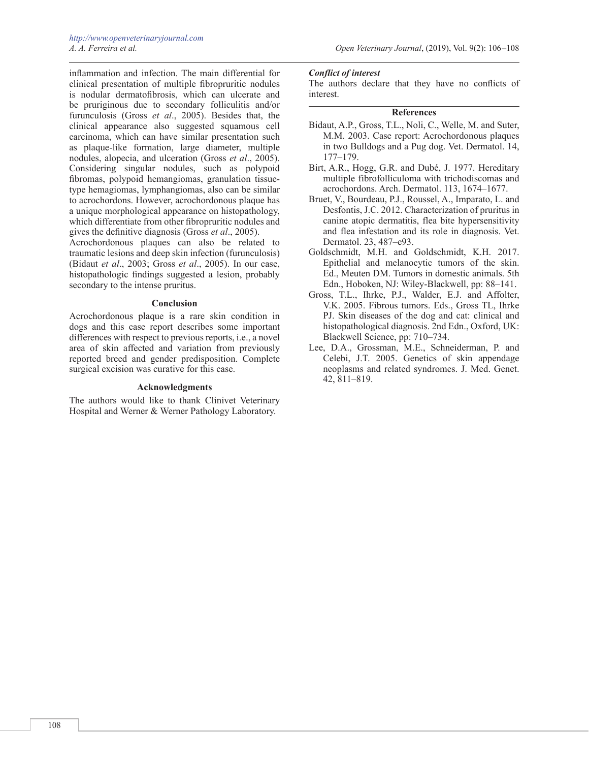inflammation and infection. The main differential for clinical presentation of multiple fibropruritic nodules is nodular dermatofibrosis, which can ulcerate and be pruriginous due to secondary folliculitis and/or furunculosis (Gross *et al*., 2005). Besides that, the clinical appearance also suggested squamous cell carcinoma, which can have similar presentation such as plaque-like formation, large diameter, multiple nodules, alopecia, and ulceration (Gross *et al*., 2005). Considering singular nodules, such as polypoid fibromas, polypoid hemangiomas, granulation tissue-type hemagiomas, lymphangiomas, also can be similar to acrochordons. However, acrochordonous plaque has a unique morphological appearance on histopathology, which differentiate from other fibropruritic nodules and gives the definitive diagnosis (Gross *et al*., 2005).

Acrochordonous plaques can also be related to traumatic lesions and deep skin infection (furunculosis) (Bidaut *et al*., 2003; Gross *et al*., 2005). In our case, histopathologic findings suggested a lesion, probably secondary to the intense pruritus.

## Conclusion

Acrochordonous plaque is a rare skin condition in dogs and this case report describes some important differences with respect to previous reports, i.e., a novel area of skin affected and variation from previously reported breed and gender predisposition. Complete surgical excision was curative for this case.

## Acknowledgments

The authors would like to thank Clinivet Veterinary Hospital and Werner & Werner Pathology Laboratory.

### *Conflict of interest*

The authors declare that they have no conflicts of interest.

## References

Bidaut, A.P., Gross, T.L., Noli, C., Welle, M. and Suter, M.M. 2003. Case report: Acrochordonous plaques in two Bulldogs and a Pug dog. Vet. Dermatol. 14, 177–179.

Birt, A.R., Hogg, G.R. and Dubé, J. 1977. Hereditary multiple fibrofolliculoma with trichodiscomas and acrochordons. Arch. Dermatol. 113, 1674–1677.

Bruet, V., Bourdeau, P.J., Roussel, A., Imparato, L. and Desfontis, J.C. 2012. Characterization of pruritus in canine atopic dermatitis, flea bite hypersensitivity and flea infestation and its role in diagnosis. Vet. Dermatol. 23, 487–e93.

Goldschmidt, M.H. and Goldschmidt, K.H. 2017. Epithelial and melanocytic tumors of the skin. Ed., Meuten DM. Tumors in domestic animals. 5th Edn., Hoboken, NJ: Wiley-Blackwell, pp: 88–141.

Gross, T.L., Ihrke, P.J., Walder, E.J. and Affolter, V.K. 2005. Fibrous tumors. Eds., Gross TL, Ihrke PJ. Skin diseases of the dog and cat: clinical and histopathological diagnosis. 2nd Edn., Oxford, UK: Blackwell Science, pp: 710–734.

Lee, D.A., Grossman, M.E., Schneiderman, P. and Celebi, J.T. 2005. Genetics of skin appendage neoplasms and related syndromes. J. Med. Genet. 42, 811–819.